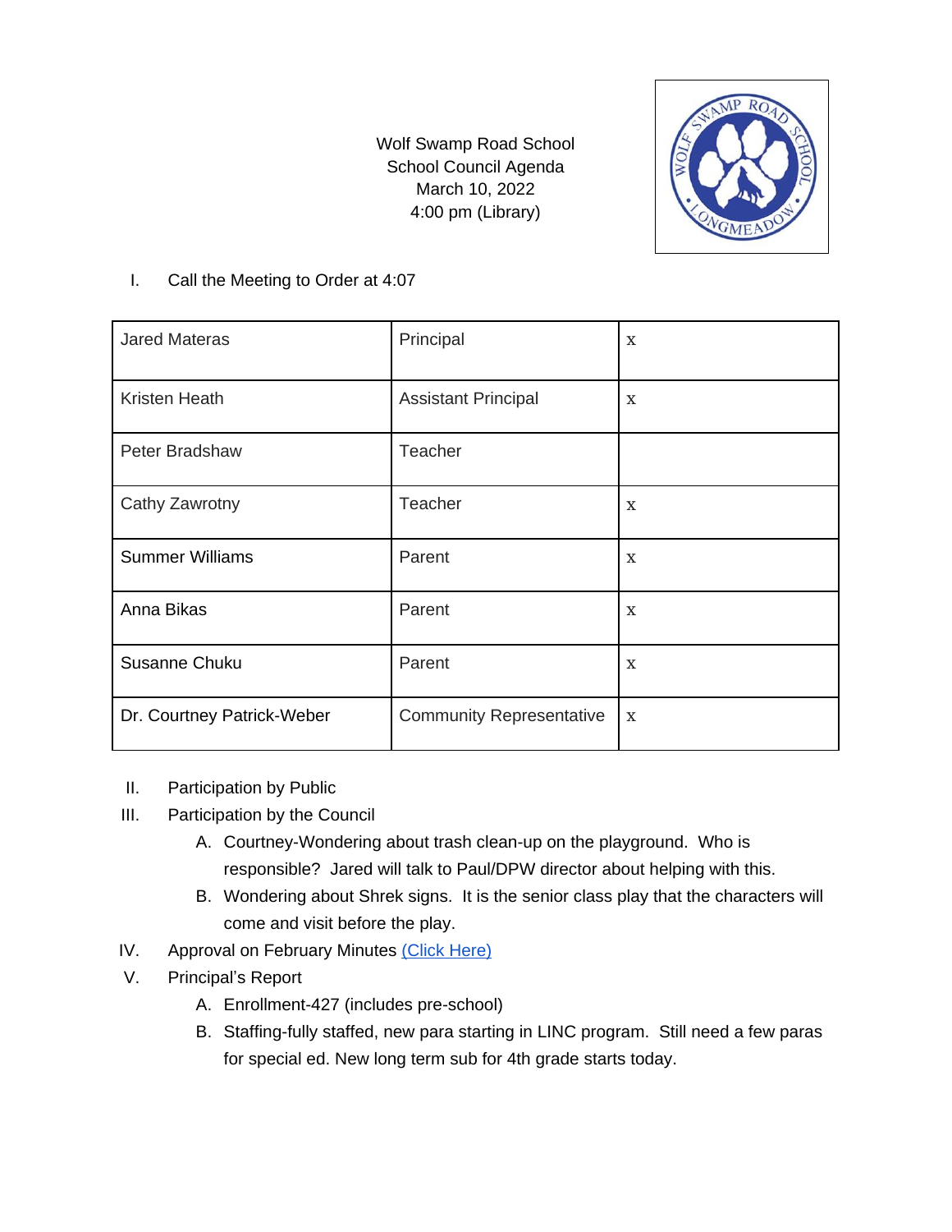Wolf Swamp Road School
School Council Agenda
March 10, 2022
4:00 pm (Library)

I. Call the Meeting to Order at 4:07

| Jared Materas | Principal | x |
|---|---|---|
| Kristen Heath | Assistant Principal | x |
| Peter Bradshaw | Teacher | |
| Cathy Zawrotny | Teacher | x |
| Summer Williams | Parent | x |
| Anna Bikas | Parent | x |
| Susanne Chuku | Parent | x |
| Dr. Courtney Patrick-Weber | Community Representative | x |

II. Participation by Public

III. Participation by the Council
   A. Courtney-Wondering about trash clean-up on the playground. Who is responsible? Jared will talk to Paul/DPW director about helping with this.
   B. Wondering about Shrek signs. It is the senior class play that the characters will come and visit before the play.

IV. Approval on February Minutes (Click Here)

V. Principal's Report
   A. Enrollment-427 (includes pre-school)
   B. Staffing-fully staffed, new para starting in LINC program. Still need a few paras for special ed. New long term sub for 4th grade starts today.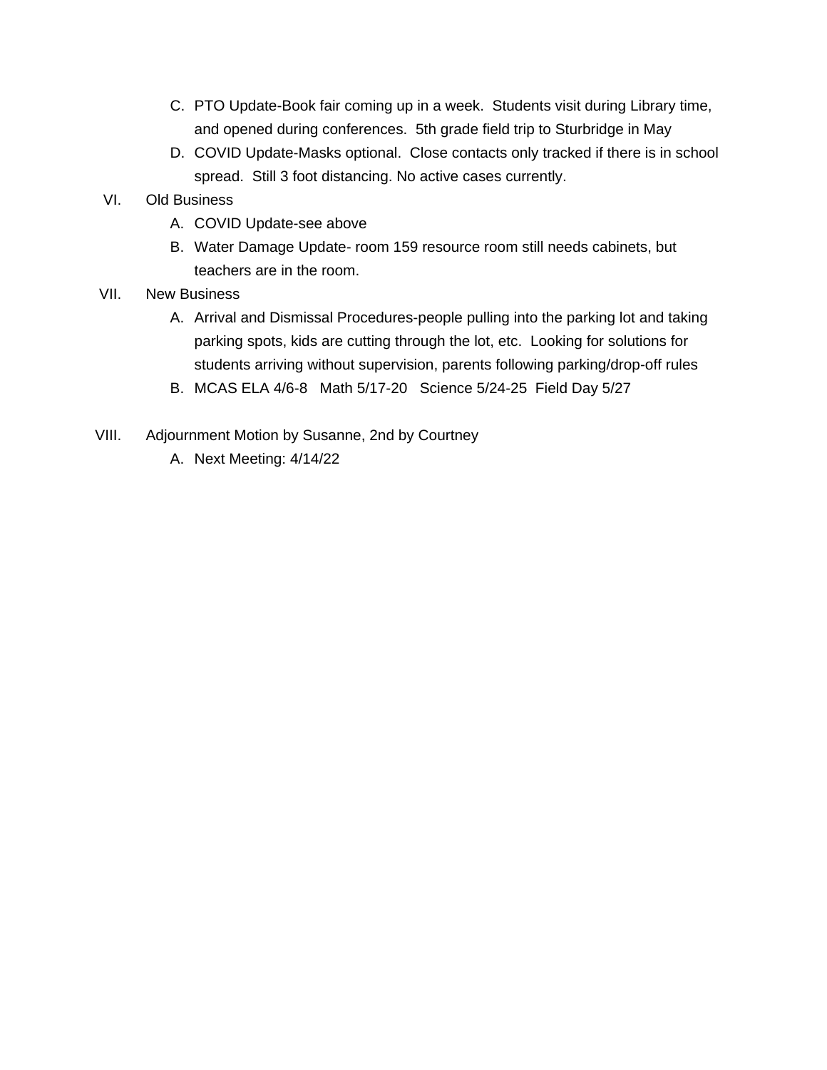C. PTO Update-Book fair coming up in a week. Students visit during Library time, and opened during conferences. 5th grade field trip to Sturbridge in May

D. COVID Update-Masks optional. Close contacts only tracked if there is in school spread. Still 3 foot distancing. No active cases currently.

VI. Old Business

A. COVID Update-see above

B. Water Damage Update- room 159 resource room still needs cabinets, but teachers are in the room.

VII. New Business

A. Arrival and Dismissal Procedures-people pulling into the parking lot and taking parking spots, kids are cutting through the lot, etc. Looking for solutions for students arriving without supervision, parents following parking/drop-off rules

B. MCAS ELA 4/6-8 Math 5/17-20 Science 5/24-25 Field Day 5/27

VIII. Adjournment Motion by Susanne, 2nd by Courtney

A. Next Meeting: 4/14/22